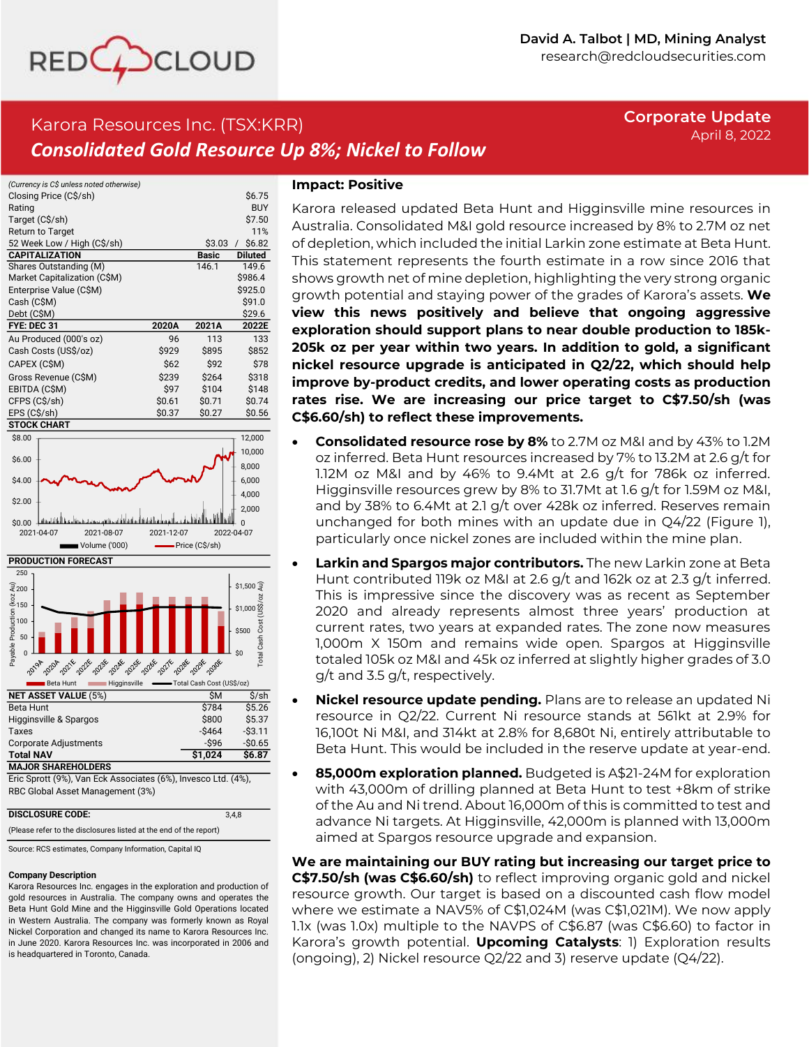David A. Talbot | MD, Mining Analyst
research@redcloudsecurities.com

# Karora Resources Inc. (TSX:KRR)

## *Consolidated Gold Resource Up 8%; Nickel to Follow*

**Corporate Update**
April 8, 2022

*(Currency is C$ unless noted otherwise)*

| | | |
|---|---|---|
| Closing Price (C$/sh) | | $6.75 |
| Rating | | BUY |
| Target (C$/sh) | | $7.50 |
| Return to Target | | 11% |
| 52 Week Low / High (C$/sh) | $3.03 / | $6.82 |
| **CAPITALIZATION** | **Basic** | **Diluted** |
| Shares Outstanding (M) | 146.1 | 149.6 |
| Market Capitalization (C$M) | | $986.4 |
| Enterprise Value (C$M) | | $925.0 |
| Cash (C$M) | | $91.0 |
| Debt (C$M) | | $29.6 |

| FYE: DEC 31 | 2020A | 2021A | 2022E |
|---|---|---|---|
| Au Produced (000's oz) | 96 | 113 | 133 |
| Cash Costs (US$/oz) | $929 | $895 | $852 |
| CAPEX (C$M) | $62 | $92 | $78 |
| Gross Revenue (C$M) | $239 | $264 | $318 |
| EBITDA (C$M) | $97 | $104 | $148 |
| CFPS (C$/sh) | $0.61 | $0.71 | $0.74 |
| EPS (C$/sh) | $0.37 | $0.27 | $0.56 |

**STOCK CHART**

**PRODUCTION FORECAST**

| NET ASSET VALUE (5%) | $M | $/sh |
|---|---|---|
| Beta Hunt | $784 | $5.26 |
| Higginsville & Spargos | $800 | $5.37 |
| Taxes | -$464 | -$3.11 |
| Corporate Adjustments | -$96 | -$0.65 |
| **Total NAV** | **$1,024** | **$6.87** |

**MAJOR SHAREHOLDERS**

Eric Sprott (9%), Van Eck Associates (6%), Invesco Ltd. (4%), RBC Global Asset Management (3%)

**DISCLOSURE CODE:** 3,4,8

(Please refer to the disclosures listed at the end of the report)

Source: RCS estimates, Company Information, Capital IQ

**Company Description**

Karora Resources Inc. engages in the exploration and production of gold resources in Australia. The company owns and operates the Beta Hunt Gold Mine and the Higginsville Gold Operations located in Western Australia. The company was formerly known as Royal Nickel Corporation and changed its name to Karora Resources Inc. in June 2020. Karora Resources Inc. was incorporated in 2006 and is headquartered in Toronto, Canada.

**Impact: Positive**

Karora released updated Beta Hunt and Higginsville mine resources in Australia. Consolidated M&I gold resource increased by 8% to 2.7M oz net of depletion, which included the initial Larkin zone estimate at Beta Hunt. This statement represents the fourth estimate in a row since 2016 that shows growth net of mine depletion, highlighting the very strong organic growth potential and staying power of the grades of Karora's assets. **We view this news positively and believe that ongoing aggressive exploration should support plans to near double production to 185k-205k oz per year within two years. In addition to gold, a significant nickel resource upgrade is anticipated in Q2/22, which should help improve by-product credits, and lower operating costs as production rates rise. We are increasing our price target to C$7.50/sh (was C$6.60/sh) to reflect these improvements.**

- **Consolidated resource rose by 8%** to 2.7M oz M&I and by 43% to 1.2M oz inferred. Beta Hunt resources increased by 7% to 13.2M at 2.6 g/t for 1.12M oz M&I and by 46% to 9.4Mt at 2.6 g/t for 786k oz inferred. Higginsville resources grew by 8% to 31.7Mt at 1.6 g/t for 1.59M oz M&I, and by 38% to 6.4Mt at 2.1 g/t over 428k oz inferred. Reserves remain unchanged for both mines with an update due in Q4/22 (Figure 1), particularly once nickel zones are included within the mine plan.
- **Larkin and Spargos major contributors.** The new Larkin zone at Beta Hunt contributed 119k oz M&I at 2.6 g/t and 162k oz at 2.3 g/t inferred. This is impressive since the discovery was as recent as September 2020 and already represents almost three years' production at current rates, two years at expanded rates. The zone now measures 1,000m X 150m and remains wide open. Spargos at Higginsville totaled 105k oz M&I and 45k oz inferred at slightly higher grades of 3.0 g/t and 3.5 g/t, respectively.
- **Nickel resource update pending.** Plans are to release an updated Ni resource in Q2/22. Current Ni resource stands at 561kt at 2.9% for 16,100t Ni M&I, and 314kt at 2.8% for 8,680t Ni, entirely attributable to Beta Hunt. This would be included in the reserve update at year-end.
- **85,000m exploration planned.** Budgeted is A$21-24M for exploration with 43,000m of drilling planned at Beta Hunt to test +8km of strike of the Au and Ni trend. About 16,000m of this is committed to test and advance Ni targets. At Higginsville, 42,000m is planned with 13,000m aimed at Spargos resource upgrade and expansion.

**We are maintaining our BUY rating but increasing our target price to C$7.50/sh (was C$6.60/sh)** to reflect improving organic gold and nickel resource growth. Our target is based on a discounted cash flow model where we estimate a NAV5% of C$1,024M (was C$1,021M). We now apply 1.1x (was 1.0x) multiple to the NAVPS of C$6.87 (was C$6.60) to factor in Karora's growth potential. **Upcoming Catalysts**: 1) Exploration results (ongoing), 2) Nickel resource Q2/22 and 3) reserve update (Q4/22).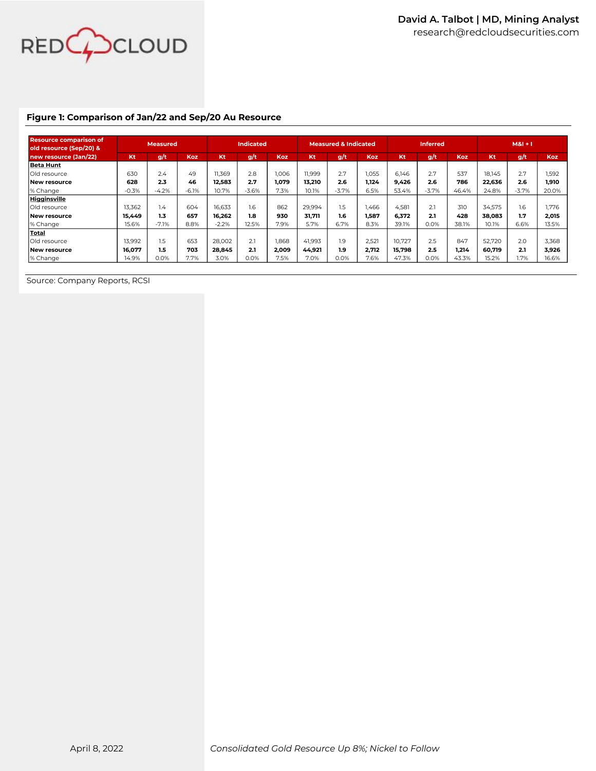## Figure 1: Comparison of Jan/22 and Sep/20 Au Resource

| Resource comparison of old resource (Sep/20) & new resource (Jan/22) | Measured | | | Indicated | | | Measured & Indicated | | | Inferred | | | M&I + I | | |
|---|---|---|---|---|---|---|---|---|---|---|---|---|---|---|---|
| | Kt | g/t | Koz | Kt | g/t | Koz | Kt | g/t | Koz | Kt | g/t | Koz | Kt | g/t | Koz |
| **Beta Hunt** | | | | | | | | | | | | | | | |
| Old resource | 630 | 2.4 | 49 | 11,369 | 2.8 | 1,006 | 11,999 | 2.7 | 1,055 | 6,146 | 2.7 | 537 | 18,145 | 2.7 | 1,592 |
| **New resource** | **628** | **2.3** | **46** | **12,583** | **2.7** | **1,079** | **13,210** | **2.6** | **1,124** | **9,426** | **2.6** | **786** | **22,636** | **2.6** | **1,910** |
| % Change | -0.3% | -4.2% | -6.1% | 10.7% | -3.6% | 7.3% | 10.1% | -3.7% | 6.5% | 53.4% | -3.7% | 46.4% | 24.8% | -3.7% | 20.0% |
| **Higginsville** | | | | | | | | | | | | | | | |
| Old resource | 13,362 | 1.4 | 604 | 16,633 | 1.6 | 862 | 29,994 | 1.5 | 1,466 | 4,581 | 2.1 | 310 | 34,575 | 1.6 | 1,776 |
| **New resource** | **15,449** | **1.3** | **657** | **16,262** | **1.8** | **930** | **31,711** | **1.6** | **1,587** | **6,372** | **2.1** | **428** | **38,083** | **1.7** | **2,015** |
| % Change | 15.6% | -7.1% | 8.8% | -2.2% | 12.5% | 7.9% | 5.7% | 6.7% | 8.3% | 39.1% | 0.0% | 38.1% | 10.1% | 6.6% | 13.5% |
| **Total** | | | | | | | | | | | | | | | |
| Old resource | 13,992 | 1.5 | 653 | 28,002 | 2.1 | 1,868 | 41,993 | 1.9 | 2,521 | 10,727 | 2.5 | 847 | 52,720 | 2.0 | 3,368 |
| **New resource** | **16,077** | **1.5** | **703** | **28,845** | **2.1** | **2,009** | **44,921** | **1.9** | **2,712** | **15,798** | **2.5** | **1,214** | **60,719** | **2.1** | **3,926** |
| % Change | 14.9% | 0.0% | 7.7% | 3.0% | 0.0% | 7.5% | 7.0% | 0.0% | 7.6% | 47.3% | 0.0% | 43.3% | 15.2% | 1.7% | 16.6% |

Source: Company Reports, RCSI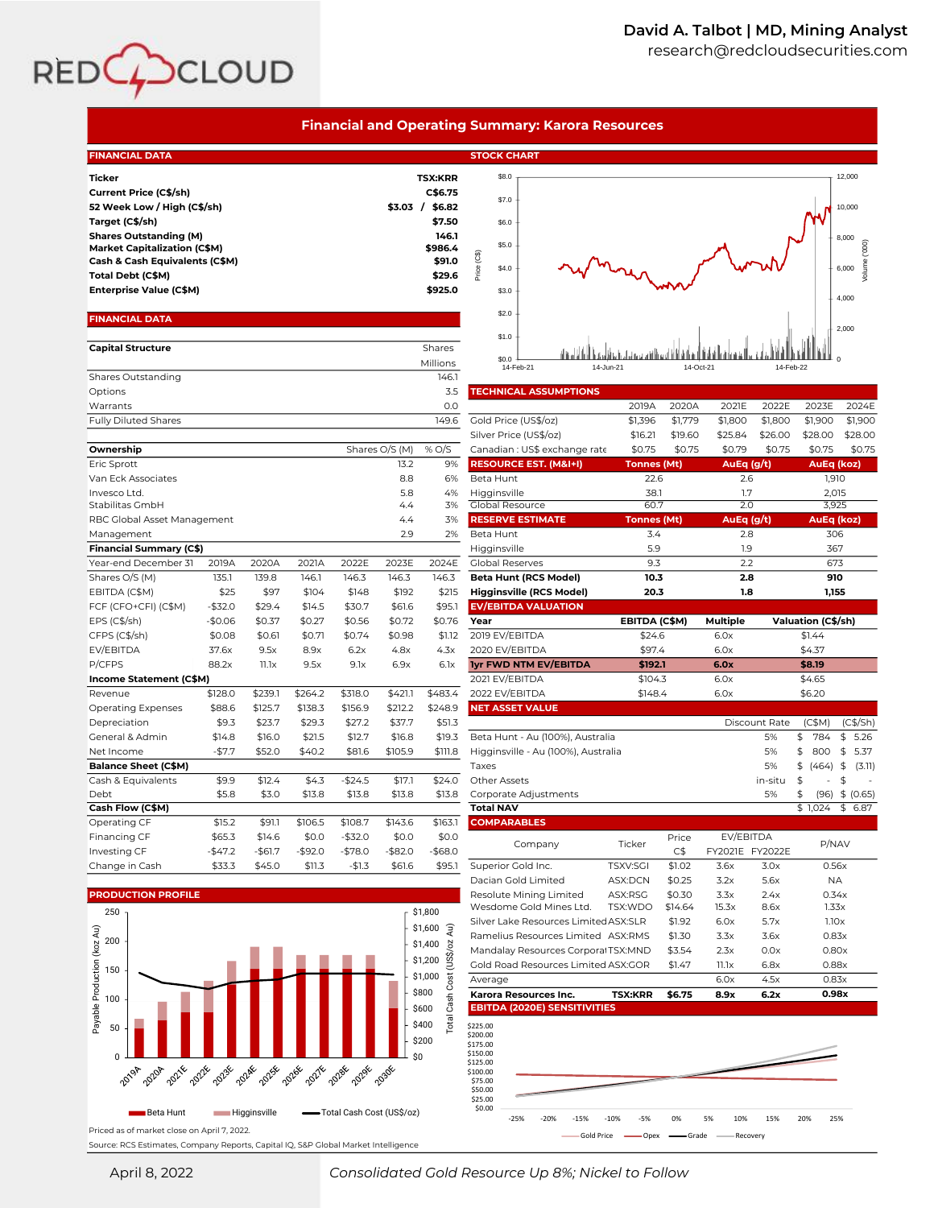# Financial and Operating Summary: Karora Resources

## FINANCIAL DATA

| | |
|---|---|
| **Ticker** | **TSX:KRR** |
| **Current Price (C$/sh)** | **C$6.75** |
| **52 Week Low / High (C$/sh)** | **$3.03 / $6.82** |
| **Target (C$/sh)** | **$7.50** |
| **Shares Outstanding (M)** | **146.1** |
| **Market Capitalization (C$M)** | **$986.4** |
| **Cash & Cash Equivalents (C$M)** | **$91.0** |
| **Total Debt (C$M)** | **$29.6** |
| **Enterprise Value (C$M)** | **$925.0** |

## FINANCIAL DATA

| **Capital Structure** | Shares Millions |
|---|---|
| Shares Outstanding | 146.1 |
| Options | 3.5 |
| Warrants | 0.0 |
| Fully Diluted Shares | 149.6 |

| **Ownership** | Shares O/S (M) | % O/S |
|---|---|---|
| Eric Sprott | 13.2 | 9% |
| Van Eck Associates | 8.8 | 6% |
| Invesco Ltd. | 5.8 | 4% |
| Stabilitas GmbH | 4.4 | 3% |
| RBC Global Asset Management | 4.4 | 3% |
| Management | 2.9 | 2% |

| **Financial Summary (C$)** | | | | | | |
|---|---|---|---|---|---|---|
| Year-end December 31 | 2019A | 2020A | 2021A | 2022E | 2023E | 2024E |
| Shares O/S (M) | 135.1 | 139.8 | 146.1 | 146.3 | 146.3 | 146.3 |
| EBITDA (C$M) | $25 | $97 | $104 | $148 | $192 | $215 |
| FCF (CFO+CFI) (C$M) | -$32.0 | $29.4 | $14.5 | $30.7 | $61.6 | $95.1 |
| EPS (C$/sh) | -$0.06 | $0.37 | $0.27 | $0.56 | $0.72 | $0.76 |
| CFPS (C$/sh) | $0.08 | $0.61 | $0.71 | $0.74 | $0.98 | $1.12 |
| EV/EBITDA | 37.6x | 9.5x | 8.9x | 6.2x | 4.8x | 4.3x |
| P/CFPS | 88.2x | 11.1x | 9.5x | 9.1x | 6.9x | 6.1x |
| **Income Statement (C$M)** | | | | | | |
| Revenue | $128.0 | $239.1 | $264.2 | $318.0 | $421.1 | $483.4 |
| Operating Expenses | $88.6 | $125.7 | $138.3 | $156.9 | $212.2 | $248.9 |
| Depreciation | $9.3 | $23.7 | $29.3 | $27.2 | $37.7 | $51.3 |
| General & Admin | $14.8 | $16.0 | $21.5 | $12.7 | $16.8 | $19.3 |
| Net Income | -$7.7 | $52.0 | $40.2 | $81.6 | $105.9 | $111.8 |
| **Balance Sheet (C$M)** | | | | | | |
| Cash & Equivalents | $9.9 | $12.4 | $4.3 | -$24.5 | $17.1 | $24.0 |
| Debt | $5.8 | $3.0 | $13.8 | $13.8 | $13.8 | $13.8 |
| **Cash Flow (C$M)** | | | | | | |
| Operating CF | $15.2 | $91.1 | $106.5 | $108.7 | $143.6 | $163.1 |
| Financing CF | $65.3 | $14.6 | $0.0 | -$32.0 | $0.0 | $0.0 |
| Investing CF | -$47.2 | -$61.7 | -$92.0 | -$78.0 | -$82.0 | -$68.0 |
| Change in Cash | $33.3 | $45.0 | $11.3 | -$1.3 | $61.6 | $95.1 |

## PRODUCTION PROFILE

(Chart: Payable Production (koz Au) — Beta Hunt, Higginsville; Total Cash Cost (US$/oz), 2019A–2030E)

## STOCK CHART

(Chart: Price (C$) and Volume ('000), 14-Feb-21 to 14-Feb-22)

## TECHNICAL ASSUMPTIONS

| | 2019A | 2020A | 2021E | 2022E | 2023E | 2024E |
|---|---|---|---|---|---|---|
| Gold Price (US$/oz) | $1,396 | $1,779 | $1,800 | $1,800 | $1,900 | $1,900 |
| Silver Price (US$/oz) | $16.21 | $19.60 | $25.84 | $26.00 | $28.00 | $28.00 |
| Canadian : US$ exchange rate | $0.75 | $0.75 | $0.79 | $0.75 | $0.75 | $0.75 |

| **RESOURCE EST. (M&I+I)** | **Tonnes (Mt)** | **AuEq (g/t)** | **AuEq (koz)** |
|---|---|---|---|
| Beta Hunt | 22.6 | 2.6 | 1,910 |
| Higginsville | 38.1 | 1.7 | 2,015 |
| Global Resource | 60.7 | 2.0 | 3,925 |
| **RESERVE ESTIMATE** | **Tonnes (Mt)** | **AuEq (g/t)** | **AuEq (koz)** |
| Beta Hunt | 3.4 | 2.8 | 306 |
| Higginsville | 5.9 | 1.9 | 367 |
| Global Reserves | 9.3 | 2.2 | 673 |
| **Beta Hunt (RCS Model)** | **10.3** | **2.8** | **910** |
| **Higginsville (RCS Model)** | **20.3** | **1.8** | **1,155** |

## EV/EBITDA VALUATION

| **Year** | **EBITDA (C$M)** | **Multiple** | **Valuation (C$/sh)** |
|---|---|---|---|
| 2019 EV/EBITDA | $24.6 | 6.0x | $1.44 |
| 2020 EV/EBITDA | $97.4 | 6.0x | $4.37 |
| **1yr FWD NTM EV/EBITDA** | **$192.1** | **6.0x** | **$8.19** |
| 2021 EV/EBITDA | $104.3 | 6.0x | $4.65 |
| 2022 EV/EBITDA | $148.4 | 6.0x | $6.20 |

## NET ASSET VALUE

| | Discount Rate | (C$M) | (C$/Sh) |
|---|---|---|---|
| Beta Hunt - Au (100%), Australia | 5% | $ 784 | $ 5.26 |
| Higginsville - Au (100%), Australia | 5% | $ 800 | $ 5.37 |
| Taxes | 5% | $ (464) | $ (3.11) |
| Other Assets | in-situ | $ - | $ - |
| Corporate Adjustments | 5% | $ (96) | $ (0.65) |
| **Total NAV** | | $ 1,024 | $ 6.87 |

## COMPARABLES

| Company | Ticker | Price C$ | EV/EBITDA FY2021E | EV/EBITDA FY2022E | P/NAV |
|---|---|---|---|---|---|
| Superior Gold Inc. | TSXV:SGI | $1.02 | 3.6x | 3.0x | 0.56x |
| Dacian Gold Limited | ASX:DCN | $0.25 | 3.2x | 5.6x | NA |
| Resolute Mining Limited | ASX:RSG | $0.30 | 3.3x | 2.4x | 0.34x |
| Wesdome Gold Mines Ltd. | TSX:WDO | $14.64 | 15.3x | 8.6x | 1.33x |
| Silver Lake Resources Limited | ASX:SLR | $1.92 | 6.0x | 5.7x | 1.10x |
| Ramelius Resources Limited | ASX:RMS | $1.30 | 3.3x | 3.6x | 0.83x |
| Mandalay Resources Corporation | TSX:MND | $3.54 | 2.3x | 0.0x | 0.80x |
| Gold Road Resources Limited | ASX:GOR | $1.47 | 11.1x | 6.8x | 0.88x |
| Average | | | 6.0x | 4.5x | 0.83x |
| **Karora Resources Inc.** | **TSX:KRR** | **$6.75** | **8.9x** | **6.2x** | **0.98x** |

## EBITDA (2020E) SENSITIVITIES

(Chart: sensitivities from -25% to 25% — Gold Price, Opex, Grade, Recovery)

Priced as of market close on April 7, 2022.

Source: RCS Estimates, Company Reports, Capital IQ, S&P Global Market Intelligence

April 8, 2022 — *Consolidated Gold Resource Up 8%; Nickel to Follow*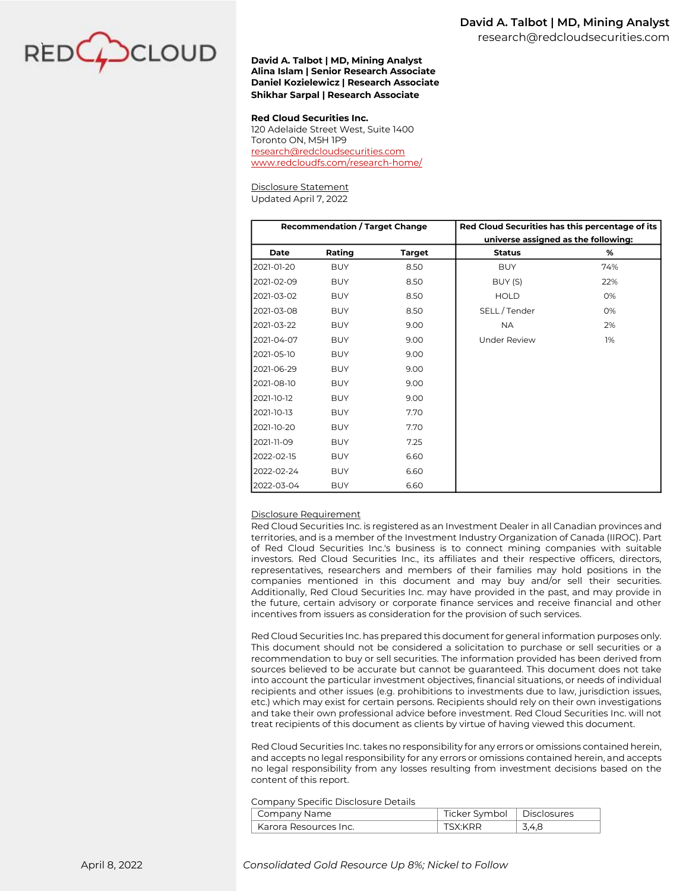**David A. Talbot | MD, Mining Analyst**
**Alina Islam | Senior Research Associate**
**Daniel Kozielewicz | Research Associate**
**Shikhar Sarpal | Research Associate**

**Red Cloud Securities Inc.**
120 Adelaide Street West, Suite 1400
Toronto ON, M5H 1P9
research@redcloudsecurities.com
www.redcloudfs.com/research-home/

Disclosure Statement
Updated April 7, 2022

| Recommendation / Target Change | | | Red Cloud Securities has this percentage of its universe assigned as the following: | |
|---|---|---|---|---|
| **Date** | **Rating** | **Target** | **Status** | **%** |
| 2021-01-20 | BUY | 8.50 | BUY | 74% |
| 2021-02-09 | BUY | 8.50 | BUY (S) | 22% |
| 2021-03-02 | BUY | 8.50 | HOLD | 0% |
| 2021-03-08 | BUY | 8.50 | SELL / Tender | 0% |
| 2021-03-22 | BUY | 9.00 | NA | 2% |
| 2021-04-07 | BUY | 9.00 | Under Review | 1% |
| 2021-05-10 | BUY | 9.00 | | |
| 2021-06-29 | BUY | 9.00 | | |
| 2021-08-10 | BUY | 9.00 | | |
| 2021-10-12 | BUY | 9.00 | | |
| 2021-10-13 | BUY | 7.70 | | |
| 2021-10-20 | BUY | 7.70 | | |
| 2021-11-09 | BUY | 7.25 | | |
| 2022-02-15 | BUY | 6.60 | | |
| 2022-02-24 | BUY | 6.60 | | |
| 2022-03-04 | BUY | 6.60 | | |

Disclosure Requirement
Red Cloud Securities Inc. is registered as an Investment Dealer in all Canadian provinces and territories, and is a member of the Investment Industry Organization of Canada (IIROC). Part of Red Cloud Securities Inc.'s business is to connect mining companies with suitable investors. Red Cloud Securities Inc., its affiliates and their respective officers, directors, representatives, researchers and members of their families may hold positions in the companies mentioned in this document and may buy and/or sell their securities. Additionally, Red Cloud Securities Inc. may have provided in the past, and may provide in the future, certain advisory or corporate finance services and receive financial and other incentives from issuers as consideration for the provision of such services.

Red Cloud Securities Inc. has prepared this document for general information purposes only. This document should not be considered a solicitation to purchase or sell securities or a recommendation to buy or sell securities. The information provided has been derived from sources believed to be accurate but cannot be guaranteed. This document does not take into account the particular investment objectives, financial situations, or needs of individual recipients and other issues (e.g. prohibitions to investments due to law, jurisdiction issues, etc.) which may exist for certain persons. Recipients should rely on their own investigations and take their own professional advice before investment. Red Cloud Securities Inc. will not treat recipients of this document as clients by virtue of having viewed this document.

Red Cloud Securities Inc. takes no responsibility for any errors or omissions contained herein, and accepts no legal responsibility for any errors or omissions contained herein, and accepts no legal responsibility from any losses resulting from investment decisions based on the content of this report.

Company Specific Disclosure Details

| Company Name | Ticker Symbol | Disclosures |
|---|---|---|
| Karora Resources Inc. | TSX:KRR | 3,4,8 |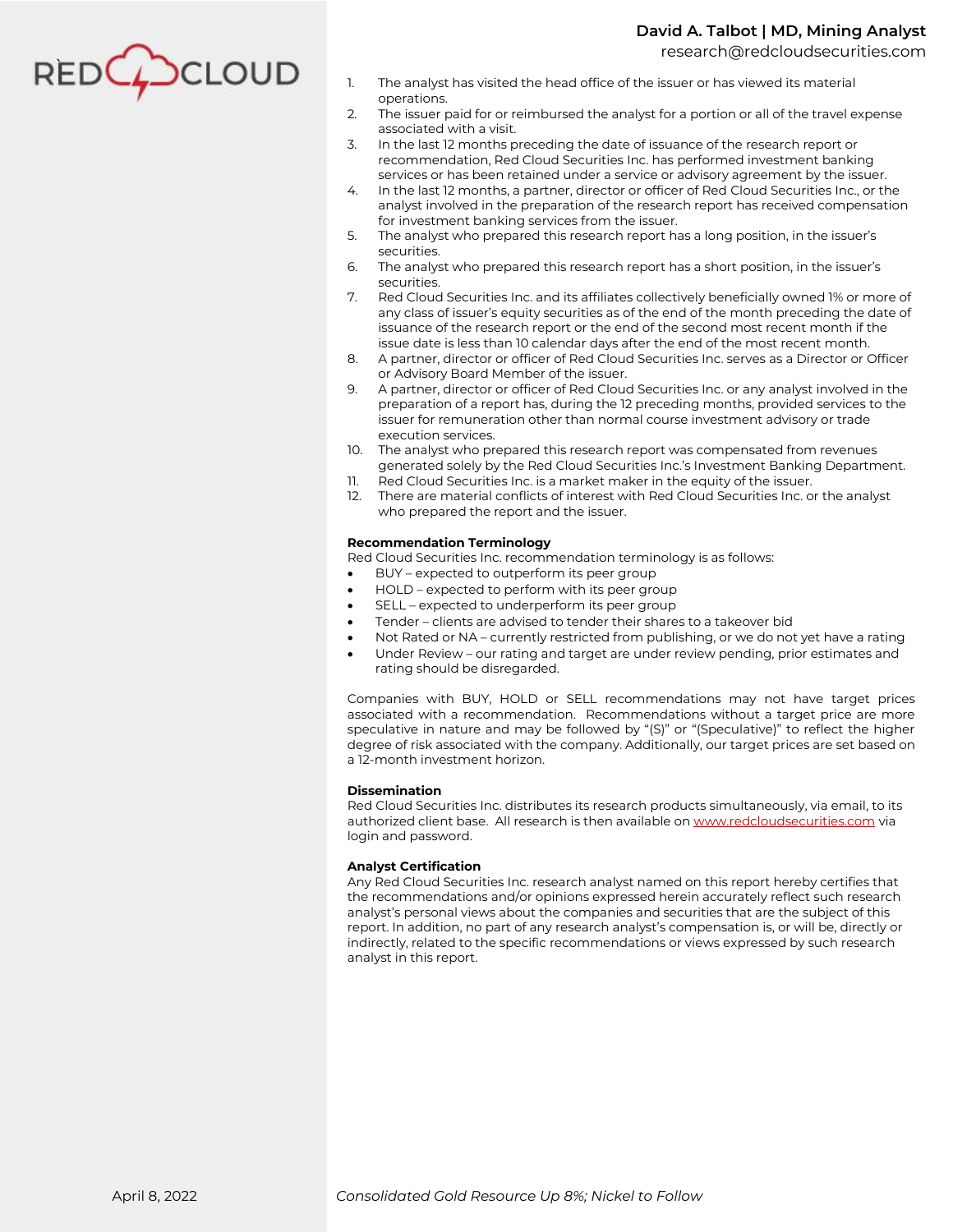1. The analyst has visited the head office of the issuer or has viewed its material operations.
2. The issuer paid for or reimbursed the analyst for a portion or all of the travel expense associated with a visit.
3. In the last 12 months preceding the date of issuance of the research report or recommendation, Red Cloud Securities Inc. has performed investment banking services or has been retained under a service or advisory agreement by the issuer.
4. In the last 12 months, a partner, director or officer of Red Cloud Securities Inc., or the analyst involved in the preparation of the research report has received compensation for investment banking services from the issuer.
5. The analyst who prepared this research report has a long position, in the issuer's securities.
6. The analyst who prepared this research report has a short position, in the issuer's securities.
7. Red Cloud Securities Inc. and its affiliates collectively beneficially owned 1% or more of any class of issuer's equity securities as of the end of the month preceding the date of issuance of the research report or the end of the second most recent month if the issue date is less than 10 calendar days after the end of the most recent month.
8. A partner, director or officer of Red Cloud Securities Inc. serves as a Director or Officer or Advisory Board Member of the issuer.
9. A partner, director or officer of Red Cloud Securities Inc. or any analyst involved in the preparation of a report has, during the 12 preceding months, provided services to the issuer for remuneration other than normal course investment advisory or trade execution services.
10. The analyst who prepared this research report was compensated from revenues generated solely by the Red Cloud Securities Inc.'s Investment Banking Department.
11. Red Cloud Securities Inc. is a market maker in the equity of the issuer.
12. There are material conflicts of interest with Red Cloud Securities Inc. or the analyst who prepared the report and the issuer.

**Recommendation Terminology**

Red Cloud Securities Inc. recommendation terminology is as follows:

- BUY – expected to outperform its peer group
- HOLD – expected to perform with its peer group
- SELL – expected to underperform its peer group
- Tender – clients are advised to tender their shares to a takeover bid
- Not Rated or NA – currently restricted from publishing, or we do not yet have a rating
- Under Review – our rating and target are under review pending, prior estimates and rating should be disregarded.

Companies with BUY, HOLD or SELL recommendations may not have target prices associated with a recommendation. Recommendations without a target price are more speculative in nature and may be followed by "(S)" or "(Speculative)" to reflect the higher degree of risk associated with the company. Additionally, our target prices are set based on a 12-month investment horizon.

**Dissemination**

Red Cloud Securities Inc. distributes its research products simultaneously, via email, to its authorized client base. All research is then available on www.redcloudsecurities.com via login and password.

**Analyst Certification**

Any Red Cloud Securities Inc. research analyst named on this report hereby certifies that the recommendations and/or opinions expressed herein accurately reflect such research analyst's personal views about the companies and securities that are the subject of this report. In addition, no part of any research analyst's compensation is, or will be, directly or indirectly, related to the specific recommendations or views expressed by such research analyst in this report.